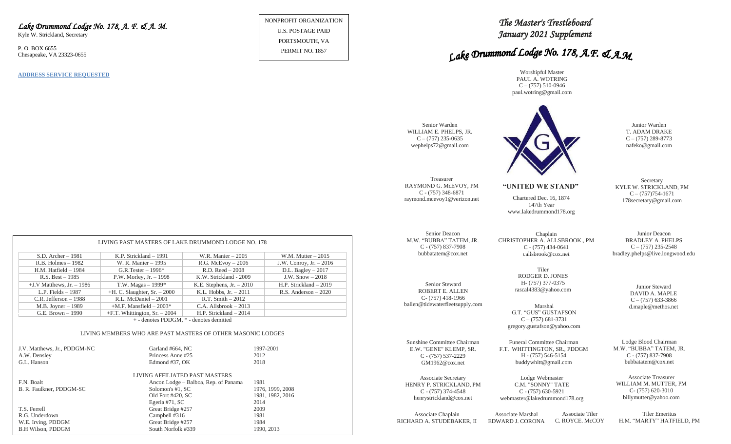*Lake Drummond Lodge No. 178, A. F. & A. M.*

Kyle W. Strickland, Secretary

P. O. BOX 6655
Chesapeake, VA 23323-0655

**ADDRESS SERVICE REQUESTED**

NONPROFIT ORGANIZATION
U.S. POSTAGE PAID
PORTSMOUTH, VA
PERMIT NO. 1857

LIVING PAST MASTERS OF LAKE DRUMMOND LODGE NO. 178

| | | | |
|---|---|---|---|
| S.D. Archer – 1981 | K.P. Strickland – 1991 | W.R. Manier – 2005 | W.M. Mutter – 2015 |
| R.B. Holmes – 1982 | W. R. Manier – 1995 | R.G. McEvoy – 2006 | J.W. Conroy, Jr. – 2016 |
| H.M. Hatfield – 1984 | G.R.Tester – 1996* | R.D. Reed – 2008 | D.L. Bagley – 2017 |
| R.S. Best – 1985 | P.W. Morley, Jr. – 1998 | K.W. Strickland - 2009 | J.W. Snow – 2018 |
| +J.V Matthews, Jr. – 1986 | T.W. Magas – 1999* | K.E. Stephens, Jr. – 2010 | H.P. Strickland – 2019 |
| L.P. Fields – 1987 | +H. C. Slaughter, Sr. – 2000 | K.L. Hobbs, Jr. – 2011 | R.S. Anderson – 2020 |
| C.R. Jefferson – 1988 | R.L. McDaniel – 2001 | R.T. Smith – 2012 | |
| M.B. Joyner – 1989 | +M.F. Mansfield – 2003* | C.A. Allsbrook – 2013 | |
| G.E. Brown – 1990 | +F.T. Whittington, Sr. – 2004 | H.P. Strickland – 2014 | |

+ - denotes PDDGM, * - denotes demitted

LIVING MEMBERS WHO ARE PAST MASTERS OF OTHER MASONIC LODGES

| | | |
|---|---|---|
| J.V. Matthews, Jr., PDDGM-NC | Garland #664, NC | 1997-2001 |
| A.W. Densley | Princess Anne #25 | 2012 |
| G.L. Hanson | Edmond #37, OK | 2018 |

LIVING AFFILIATED PAST MASTERS

| | | |
|---|---|---|
| F.N. Boalt | Ancon Lodge – Balboa, Rep. of Panama | 1981 |
| B. R. Faulkner, PDDGM-SC | Solomon's #1, SC | 1976, 1999, 2008 |
| | Old Fort #420, SC | 1981, 1982, 2016 |
| | Egeria #71, SC | 2014 |
| T.S. Ferrell | Great Bridge #257 | 2009 |
| R.G. Underdown | Campbell #316 | 1981 |
| W.E. Irving, PDDGM | Great Bridge #257 | 1984 |
| B.H Wilson, PDDGM | South Norfolk #339 | 1990, 2013 |

# *The Master's Trestleboard*
## *January 2021 Supplement*

# *Lake Drummond Lodge No. 178, A.F. & A.M.*

Worshipful Master
PAUL A. WOTRING
C – (757) 510-0946
paul.wotring@gmail.com

Senior Warden
WILLIAM E. PHELPS, JR.
C – (757) 235-0635
wephelps72@gmail.com

Junior Warden
T. ADAM DRAKE
C – (757) 289-8773
nafeko@gmail.com

Treasurer
RAYMOND G. McEVOY, PM
C - (757) 348-6871
raymond.mcevoy1@verizon.net

**"UNITED WE STAND"**

Chartered Dec. 16, 1874
147th Year
www.lakedrummond178.org

Secretary
KYLE W. STRICKLAND, PM
C – (757)754-1671
178secretary@gmail.com

Senior Deacon
M.W. "BUBBA" TATEM, JR.
C - (757) 837-7908
bubbatatem@cox.net

Chaplain
CHRISTOPHER A. ALLSBROOK., PM
C - (757) 434-0641
callsbrook@cox.net

Junior Deacon
BRADLEY A. PHELPS
C – (757) 235-2548
bradley.phelps@live.longwood.edu

Senior Steward
ROBERT E. ALLEN
C- (757) 418-1966
ballen@tidewaterfleetsupply.com

Tiler
RODGER D. JONES
H- (757) 377-0375
rascal4383@yahoo.com

Junior Steward
DAVID A. MAPLE
C – (757) 633-3866
d.maple@methos.net

Marshal
G.T. "GUS" GUSTAFSON
C – (757) 681-3731
gregory.gustafson@yahoo.com

Sunshine Committee Chairman
E.W. "GENE" KLEMP, SR.
C - (757) 537-2229
GM1962@cox.net

Funeral Committee Chairman
F.T. WHITTINGTON, SR., PDDGM
H - (757) 546-5154
buddywhitt@gmail.com

Lodge Blood Chairman
M.W. "BUBBA" TATEM, JR.
C - (757) 837-7908
bubbatatem@cox.net

Associate Secretary
HENRY P. STRICKLAND, PM
C - (757) 374-4548
henrystrickland@cox.net

Lodge Webmaster
C.M. "SONNY" TATE
C - (757) 630-5921
webmaster@lakedrummond178.org

Associate Treasurer
WILLIAM M. MUTTER, PM
C- (757) 620-3010
billymutter@yahoo.com

Associate Chaplain
RICHARD A. STUDEBAKER, II

Associate Marshal
EDWARD J. CORONA

Associate Tiler
C. ROYCE. McCOY

Tiler Emeritus
H.M. "MARTY" HATFIELD, PM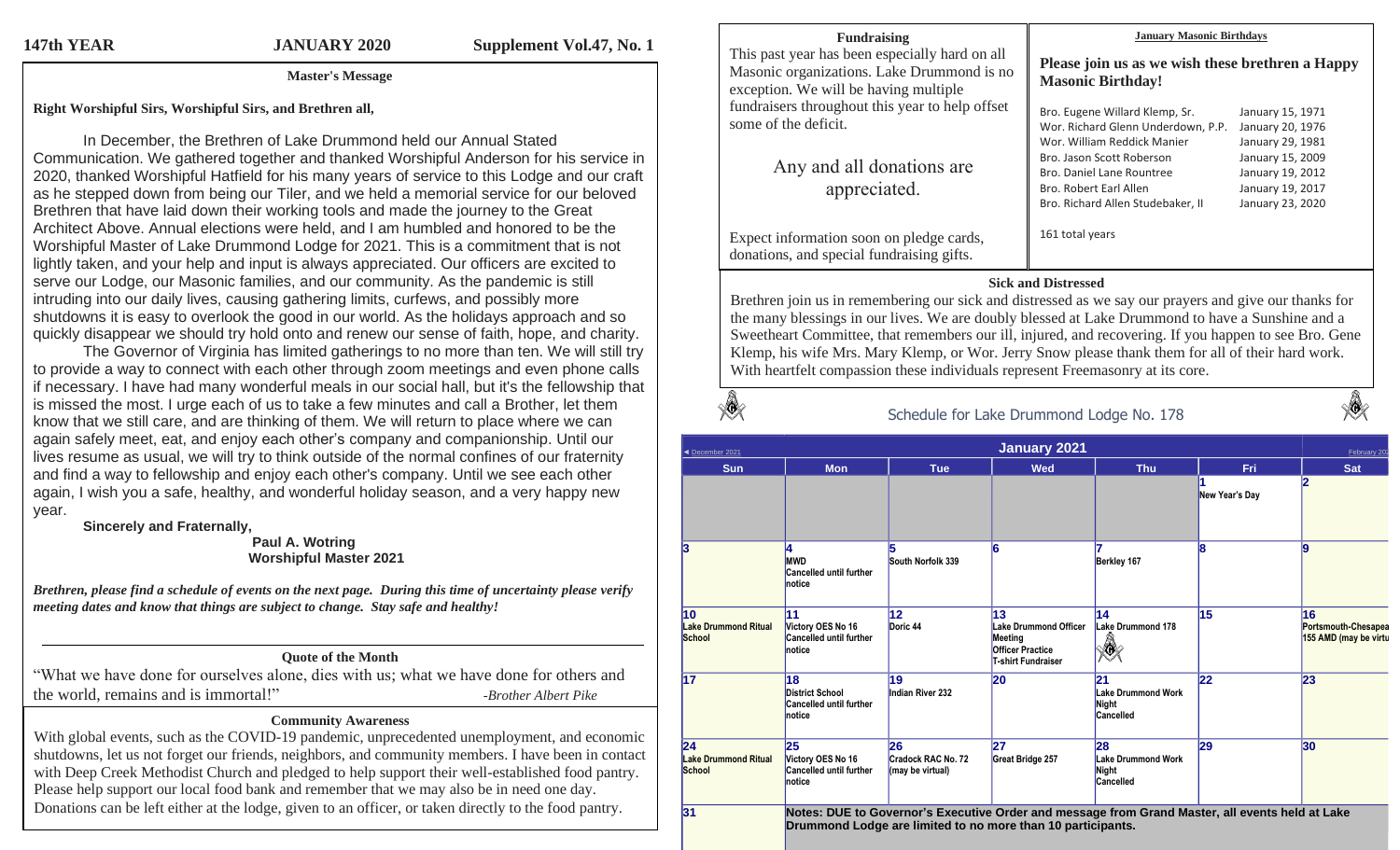**147th YEAR** **JANUARY 2020** **Supplement Vol.47, No. 1**

## Master's Message

**Right Worshipful Sirs, Worshipful Sirs, and Brethren all,**

In December, the Brethren of Lake Drummond held our Annual Stated Communication. We gathered together and thanked Worshipful Anderson for his service in 2020, thanked Worshipful Hatfield for his many years of service to this Lodge and our craft as he stepped down from being our Tiler, and we held a memorial service for our beloved Brethren that have laid down their working tools and made the journey to the Great Architect Above. Annual elections were held, and I am humbled and honored to be the Worshipful Master of Lake Drummond Lodge for 2021. This is a commitment that is not lightly taken, and your help and input is always appreciated. Our officers are excited to serve our Lodge, our Masonic families, and our community. As the pandemic is still intruding into our daily lives, causing gathering limits, curfews, and possibly more shutdowns it is easy to overlook the good in our world. As the holidays approach and so quickly disappear we should try hold onto and renew our sense of faith, hope, and charity.

The Governor of Virginia has limited gatherings to no more than ten. We will still try to provide a way to connect with each other through zoom meetings and even phone calls if necessary. I have had many wonderful meals in our social hall, but it's the fellowship that is missed the most. I urge each of us to take a few minutes and call a Brother, let them know that we still care, and are thinking of them. We will return to place where we can again safely meet, eat, and enjoy each other's company and companionship. Until our lives resume as usual, we will try to think outside of the normal confines of our fraternity and find a way to fellowship and enjoy each other's company. Until we see each other again, I wish you a safe, healthy, and wonderful holiday season, and a very happy new year.

**Sincerely and Fraternally,**

**Paul A. Wotring**
**Worshipful Master 2021**

***Brethren, please find a schedule of events on the next page. During this time of uncertainty please verify meeting dates and know that things are subject to change. Stay safe and healthy!***

## Quote of the Month

"What we have done for ourselves alone, dies with us; what we have done for others and the world, remains and is immortal!" *-Brother Albert Pike*

## Community Awareness

With global events, such as the COVID-19 pandemic, unprecedented unemployment, and economic shutdowns, let us not forget our friends, neighbors, and community members. I have been in contact with Deep Creek Methodist Church and pledged to help support their well-established food pantry. Please help support our local food bank and remember that we may also be in need one day. Donations can be left either at the lodge, given to an officer, or taken directly to the food pantry.

## Fundraising

This past year has been especially hard on all Masonic organizations. Lake Drummond is no exception. We will be having multiple fundraisers throughout this year to help offset some of the deficit.

Any and all donations are appreciated.

Expect information soon on pledge cards, donations, and special fundraising gifts.

## January Masonic Birthdays

**Please join us as we wish these brethren a Happy Masonic Birthday!**

| | |
|---|---|
| Bro. Eugene Willard Klemp, Sr. | January 15, 1971 |
| Wor. Richard Glenn Underdown, P.P. | January 20, 1976 |
| Wor. William Reddick Manier | January 29, 1981 |
| Bro. Jason Scott Roberson | January 15, 2009 |
| Bro. Daniel Lane Rountree | January 19, 2012 |
| Bro. Robert Earl Allen | January 19, 2017 |
| Bro. Richard Allen Studebaker, II | January 23, 2020 |

161 total years

## Sick and Distressed

Brethren join us in remembering our sick and distressed as we say our prayers and give our thanks for the many blessings in our lives. We are doubly blessed at Lake Drummond to have a Sunshine and a Sweetheart Committee, that remembers our ill, injured, and recovering. If you happen to see Bro. Gene Klemp, his wife Mrs. Mary Klemp, or Wor. Jerry Snow please thank them for all of their hard work. With heartfelt compassion these individuals represent Freemasonry at its core.

## Schedule for Lake Drummond Lodge No. 178

◄ December 2021 — **January 2021** — February 2021

| Sun | Mon | Tue | Wed | Thu | Fri | Sat |
|---|---|---|---|---|---|---|
| | | | | | 1 New Year's Day | 2 |
| 3 | 4 MWD Cancelled until further notice | 5 South Norfolk 339 | 6 | 7 Berkley 167 | 8 | 9 |
| 10 Lake Drummond Ritual School | 11 Victory OES No 16 Cancelled until further notice | 12 Doric 44 | 13 Lake Drummond Officer Meeting Officer Practice T-shirt Fundraiser | 14 Lake Drummond 178 | 15 | 16 Portsmouth-Chesapea 155 AMD (may be virtu |
| 17 | 18 District School Cancelled until further notice | 19 Indian River 232 | 20 | 21 Lake Drummond Work Night Cancelled | 22 | 23 |
| 24 Lake Drummond Ritual School | 25 Victory OES No 16 Cancelled until further notice | 26 Cradock RAC No. 72 (may be virtual) | 27 Great Bridge 257 | 28 Lake Drummond Work Night Cancelled | 29 | 30 |
| 31 | Notes: DUE to Governor's Executive Order and message from Grand Master, all events held at Lake Drummond Lodge are limited to no more than 10 participants. | | | | | |